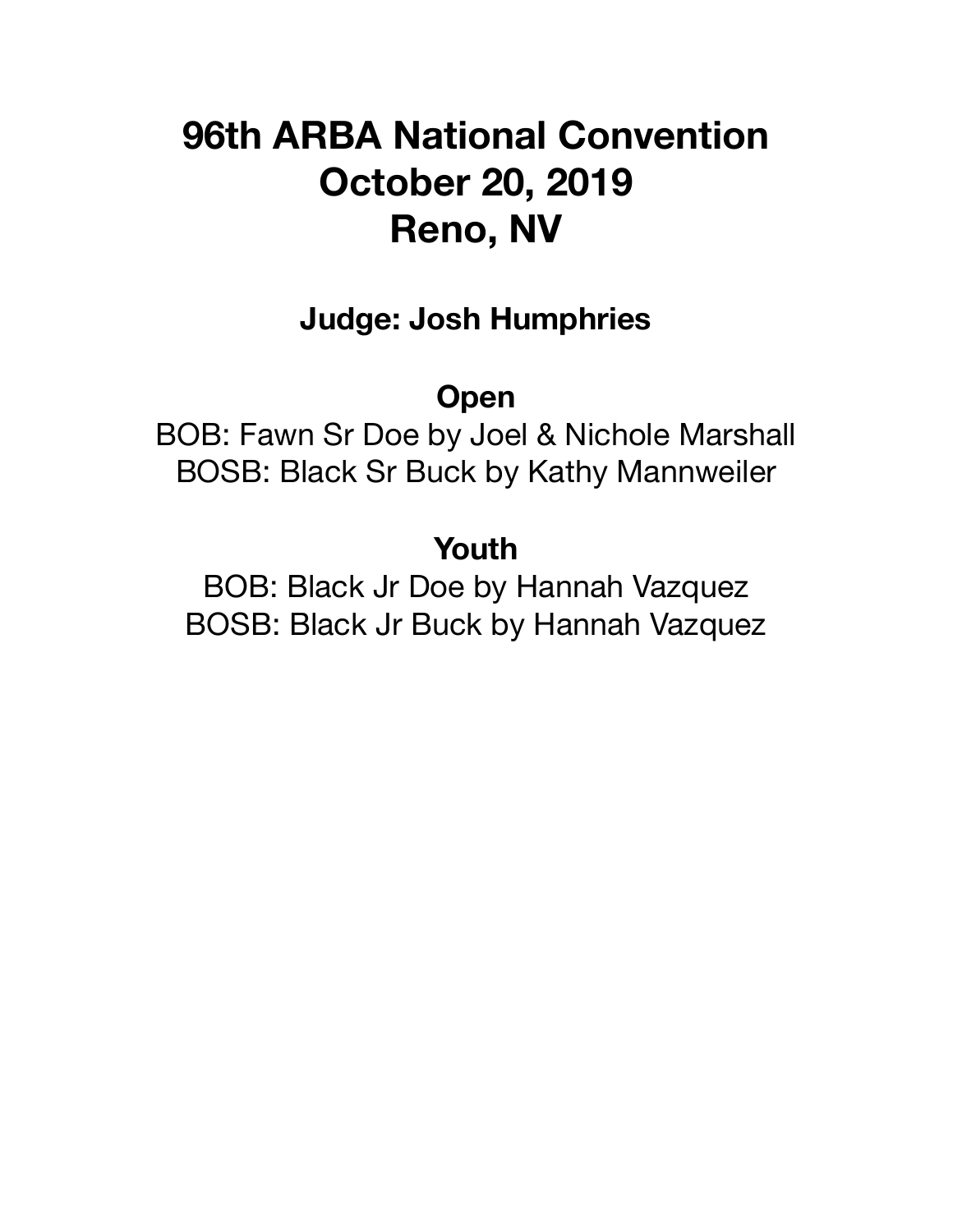# 96th ARBA National Convention
# October 20, 2019
# Reno, NV

### Judge: Josh Humphries

### Open

BOB: Fawn Sr Doe by Joel & Nichole Marshall
BOSB: Black Sr Buck by Kathy Mannweiler

### Youth

BOB: Black Jr Doe by Hannah Vazquez
BOSB: Black Jr Buck by Hannah Vazquez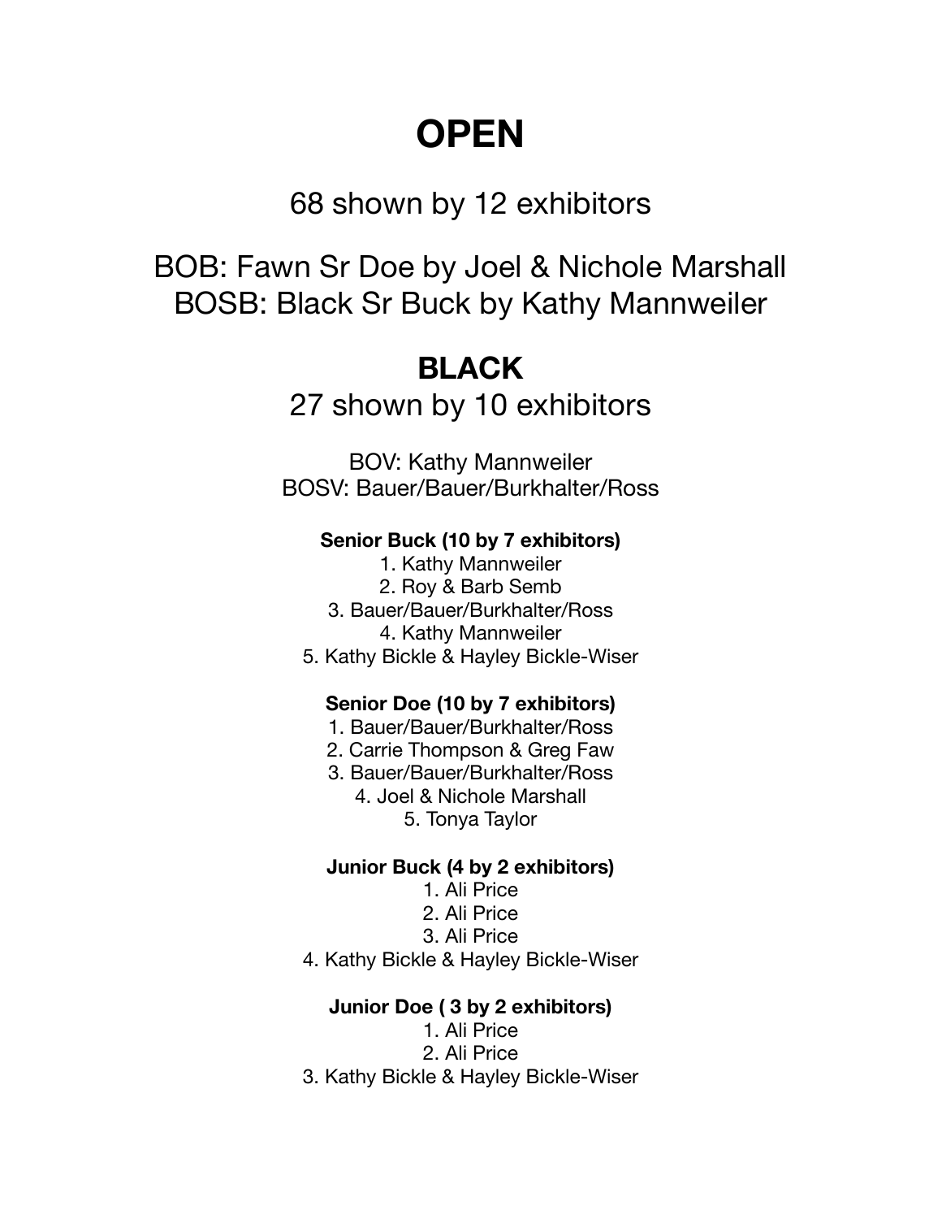# OPEN

68 shown by 12 exhibitors

BOB: Fawn Sr Doe by Joel & Nichole Marshall
BOSB: Black Sr Buck by Kathy Mannweiler

## BLACK

27 shown by 10 exhibitors

BOV: Kathy Mannweiler
BOSV: Bauer/Bauer/Burkhalter/Ross

**Senior Buck (10 by 7 exhibitors)**

1. Kathy Mannweiler
2. Roy & Barb Semb
3. Bauer/Bauer/Burkhalter/Ross
4. Kathy Mannweiler
5. Kathy Bickle & Hayley Bickle-Wiser

**Senior Doe (10 by 7 exhibitors)**

1. Bauer/Bauer/Burkhalter/Ross
2. Carrie Thompson & Greg Faw
3. Bauer/Bauer/Burkhalter/Ross
4. Joel & Nichole Marshall
5. Tonya Taylor

**Junior Buck (4 by 2 exhibitors)**

1. Ali Price
2. Ali Price
3. Ali Price
4. Kathy Bickle & Hayley Bickle-Wiser

**Junior Doe ( 3 by 2 exhibitors)**

1. Ali Price
2. Ali Price
3. Kathy Bickle & Hayley Bickle-Wiser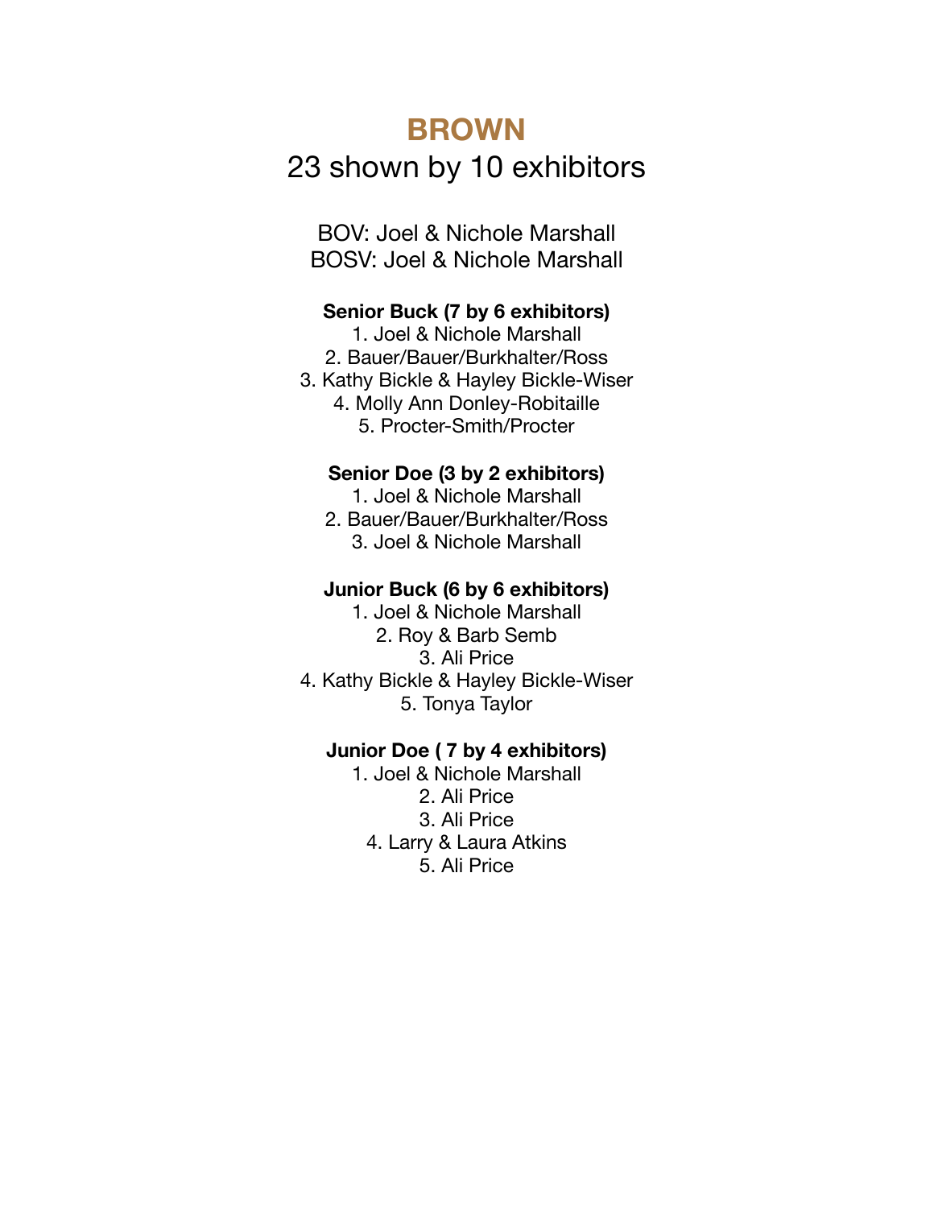# BROWN

23 shown by 10 exhibitors

BOV: Joel & Nichole Marshall
BOSV: Joel & Nichole Marshall

**Senior Buck (7 by 6 exhibitors)**

1. Joel & Nichole Marshall
2. Bauer/Bauer/Burkhalter/Ross
3. Kathy Bickle & Hayley Bickle-Wiser
4. Molly Ann Donley-Robitaille
5. Procter-Smith/Procter

**Senior Doe (3 by 2 exhibitors)**

1. Joel & Nichole Marshall
2. Bauer/Bauer/Burkhalter/Ross
3. Joel & Nichole Marshall

**Junior Buck (6 by 6 exhibitors)**

1. Joel & Nichole Marshall
2. Roy & Barb Semb
3. Ali Price
4. Kathy Bickle & Hayley Bickle-Wiser
5. Tonya Taylor

**Junior Doe ( 7 by 4 exhibitors)**

1. Joel & Nichole Marshall
2. Ali Price
3. Ali Price
4. Larry & Laura Atkins
5. Ali Price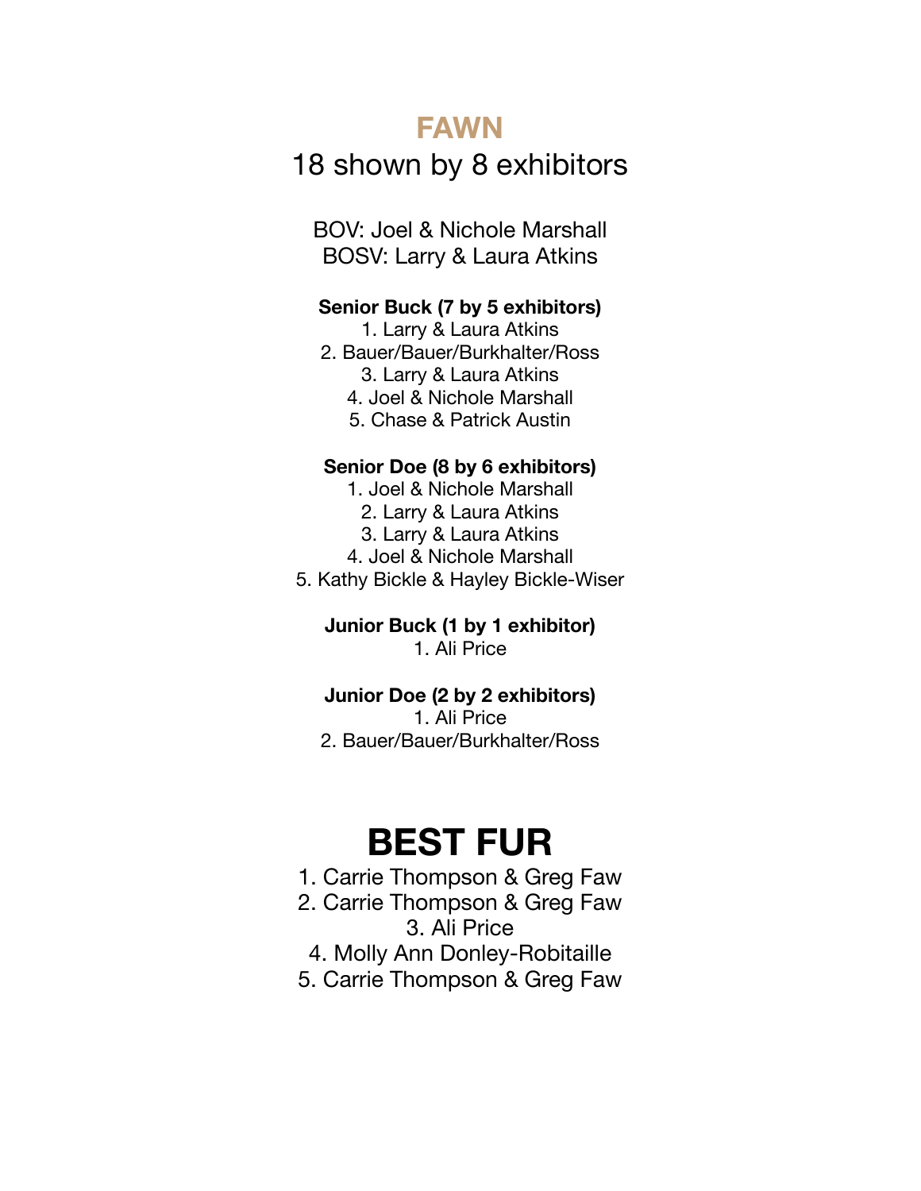## FAWN

18 shown by 8 exhibitors

BOV: Joel & Nichole Marshall
BOSV: Larry & Laura Atkins

**Senior Buck (7 by 5 exhibitors)**

1. Larry & Laura Atkins
2. Bauer/Bauer/Burkhalter/Ross
3. Larry & Laura Atkins
4. Joel & Nichole Marshall
5. Chase & Patrick Austin

**Senior Doe (8 by 6 exhibitors)**

1. Joel & Nichole Marshall
2. Larry & Laura Atkins
3. Larry & Laura Atkins
4. Joel & Nichole Marshall
5. Kathy Bickle & Hayley Bickle-Wiser

**Junior Buck (1 by 1 exhibitor)**

1. Ali Price

**Junior Doe (2 by 2 exhibitors)**

1. Ali Price
2. Bauer/Bauer/Burkhalter/Ross

# BEST FUR

1. Carrie Thompson & Greg Faw
2. Carrie Thompson & Greg Faw
3. Ali Price
4. Molly Ann Donley-Robitaille
5. Carrie Thompson & Greg Faw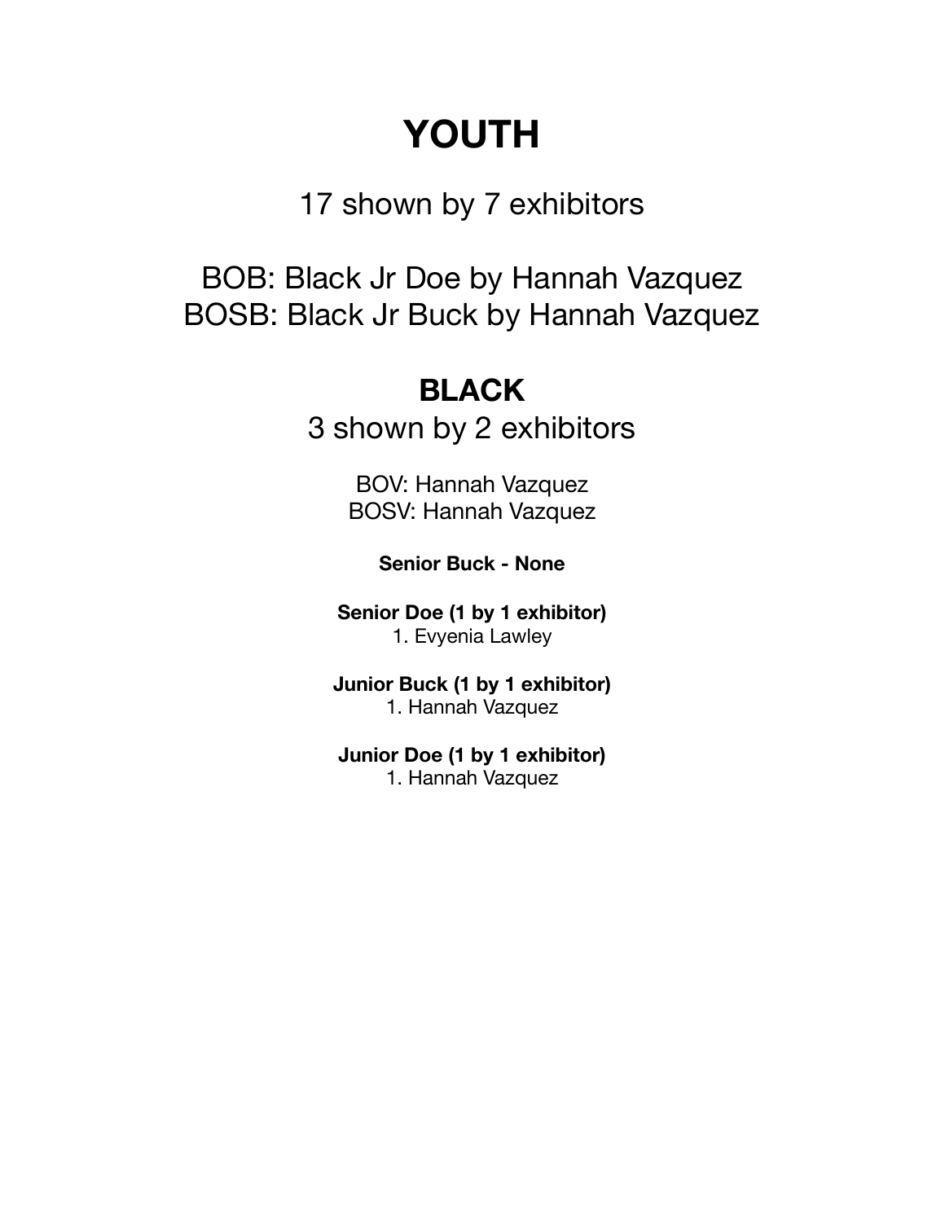# YOUTH

17 shown by 7 exhibitors

BOB: Black Jr Doe by Hannah Vazquez
BOSB: Black Jr Buck by Hannah Vazquez

## BLACK

3 shown by 2 exhibitors

BOV: Hannah Vazquez
BOSV: Hannah Vazquez

**Senior Buck - None**

**Senior Doe (1 by 1 exhibitor)**
1. Evyenia Lawley

**Junior Buck (1 by 1 exhibitor)**
1. Hannah Vazquez

**Junior Doe (1 by 1 exhibitor)**
1. Hannah Vazquez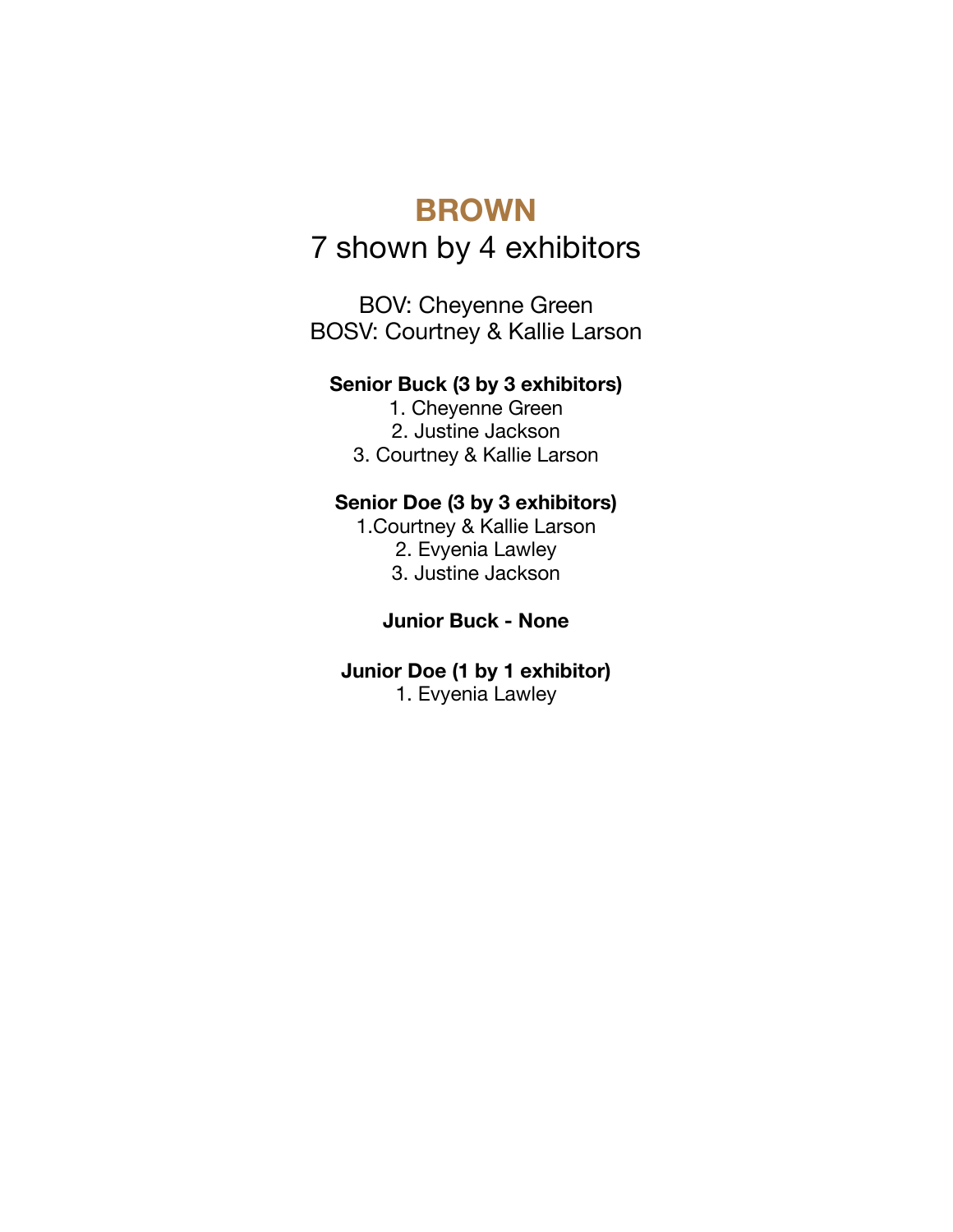# BROWN

7 shown by 4 exhibitors

BOV: Cheyenne Green
BOSV: Courtney & Kallie Larson

**Senior Buck (3 by 3 exhibitors)**

1. Cheyenne Green
2. Justine Jackson
3. Courtney & Kallie Larson

**Senior Doe (3 by 3 exhibitors)**

1. Courtney & Kallie Larson
2. Evyenia Lawley
3. Justine Jackson

**Junior Buck - None**

**Junior Doe (1 by 1 exhibitor)**

1. Evyenia Lawley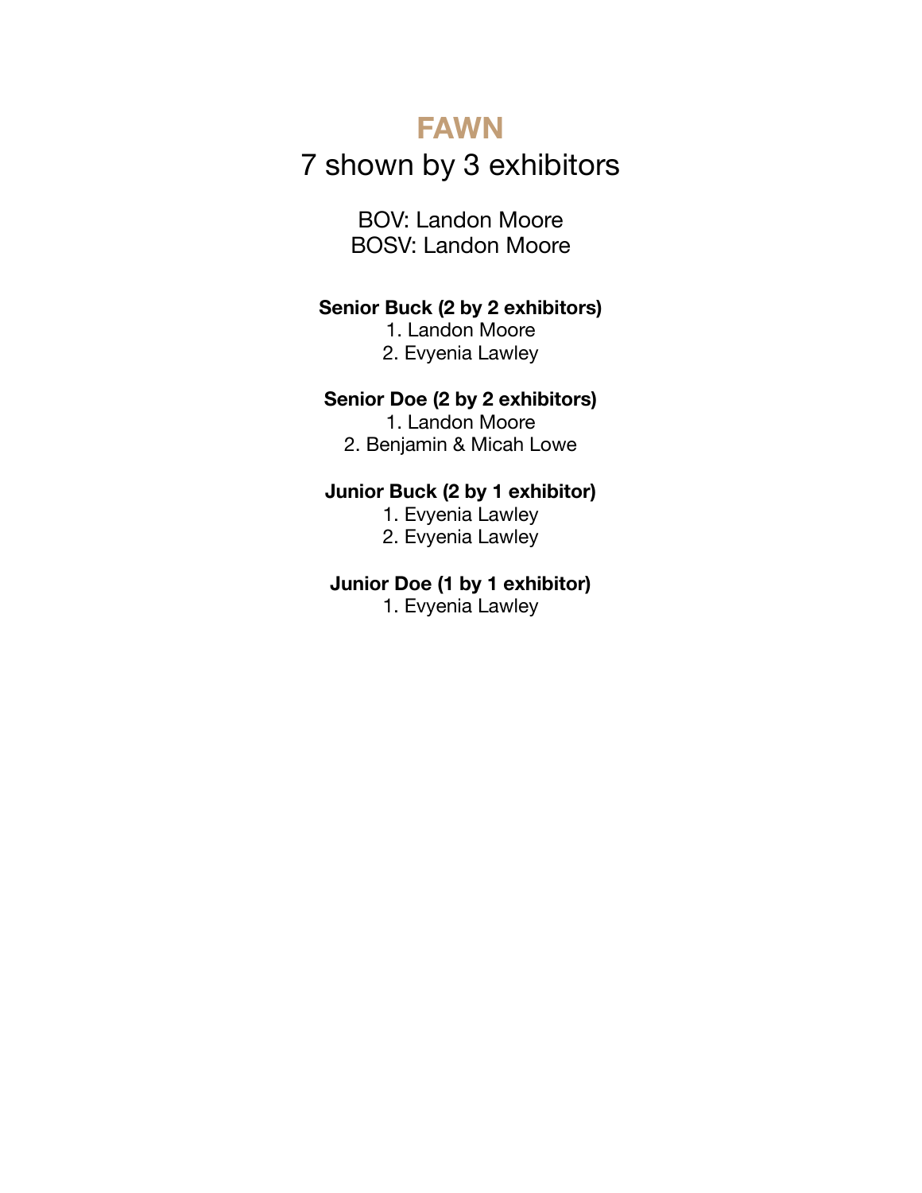# FAWN

7 shown by 3 exhibitors

BOV: Landon Moore
BOSV: Landon Moore

**Senior Buck (2 by 2 exhibitors)**

1. Landon Moore
2. Evyenia Lawley

**Senior Doe (2 by 2 exhibitors)**

1. Landon Moore
2. Benjamin & Micah Lowe

**Junior Buck (2 by 1 exhibitor)**

1. Evyenia Lawley
2. Evyenia Lawley

**Junior Doe (1 by 1 exhibitor)**

1. Evyenia Lawley